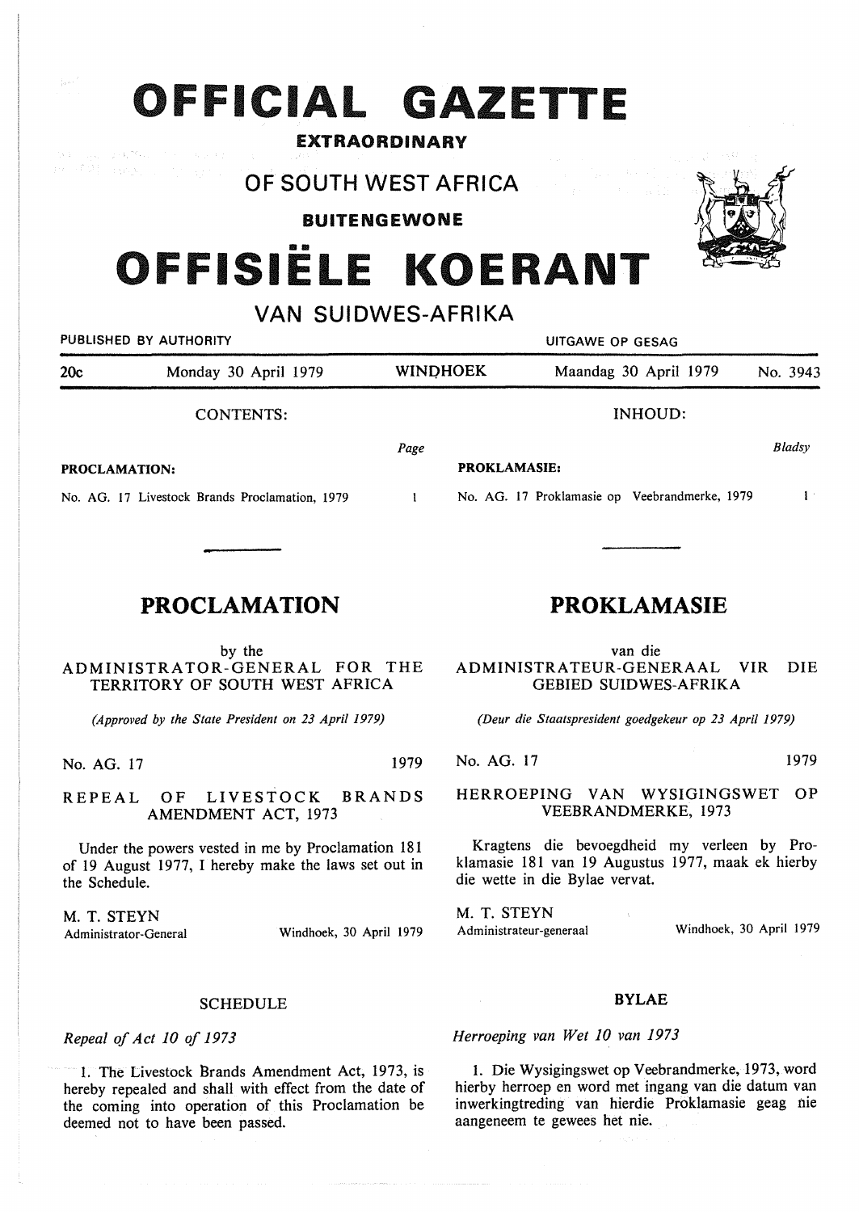# OFFICIAL GAZETTE

**EXTRAORDINARY**

## OF SOUTH WEST AFRICA

**BUITENGEWONE**

# OFFISIËLE KOERANT

## VAN SUIDWES-AFRIKA

PUBLISHED BY AUTHORITY — UITGAWE OP GESAG

20c — Monday 30 April 1979 — WINDHOEK — Maandag 30 April 1979 — No. 3943

CONTENTS:

| | Page |
|---|---|
| **PROCLAMATION:** | |
| No. AG. 17 Livestock Brands Proclamation, 1979 | 1 |

## PROCLAMATION

by the

ADMINISTRATOR-GENERAL FOR THE TERRITORY OF SOUTH WEST AFRICA

*(Approved by the State President on 23 April 1979)*

No. AG. 17 — 1979

REPEAL OF LIVESTOCK BRANDS AMENDMENT ACT, 1973

Under the powers vested in me by Proclamation 181 of 19 August 1977, I hereby make the laws set out in the Schedule.

M. T. STEYN
Administrator-General — Windhoek, 30 April 1979

SCHEDULE

*Repeal of Act 10 of 1973*

1. The Livestock Brands Amendment Act, 1973, is hereby repealed and shall with effect from the date of the coming into operation of this Proclamation be deemed not to have been passed.

INHOUD:

| | Bladsy |
|---|---|
| **PROKLAMASIE:** | |
| No. AG. 17 Proklamasie op Veebrandmerke, 1979 | 1 |

## PROKLAMASIE

van die

ADMINISTRATEUR-GENERAAL VIR DIE GEBIED SUIDWES-AFRIKA

*(Deur die Staatspresident goedgekeur op 23 April 1979)*

No. AG. 17 — 1979

HERROEPING VAN WYSIGINGSWET OP VEEBRANDMERKE, 1973

Kragtens die bevoegdheid my verleen by Proklamasie 181 van 19 Augustus 1977, maak ek hierby die wette in die Bylae vervat.

M. T. STEYN
Administrateur-generaal — Windhoek, 30 April 1979

**BYLAE**

*Herroeping van Wet 10 van 1973*

1. Die Wysigingswet op Veebrandmerke, 1973, word hierby herroep en word met ingang van die datum van inwerkingtreding van hierdie Proklamasie geag nie aangeneem te gewees het nie.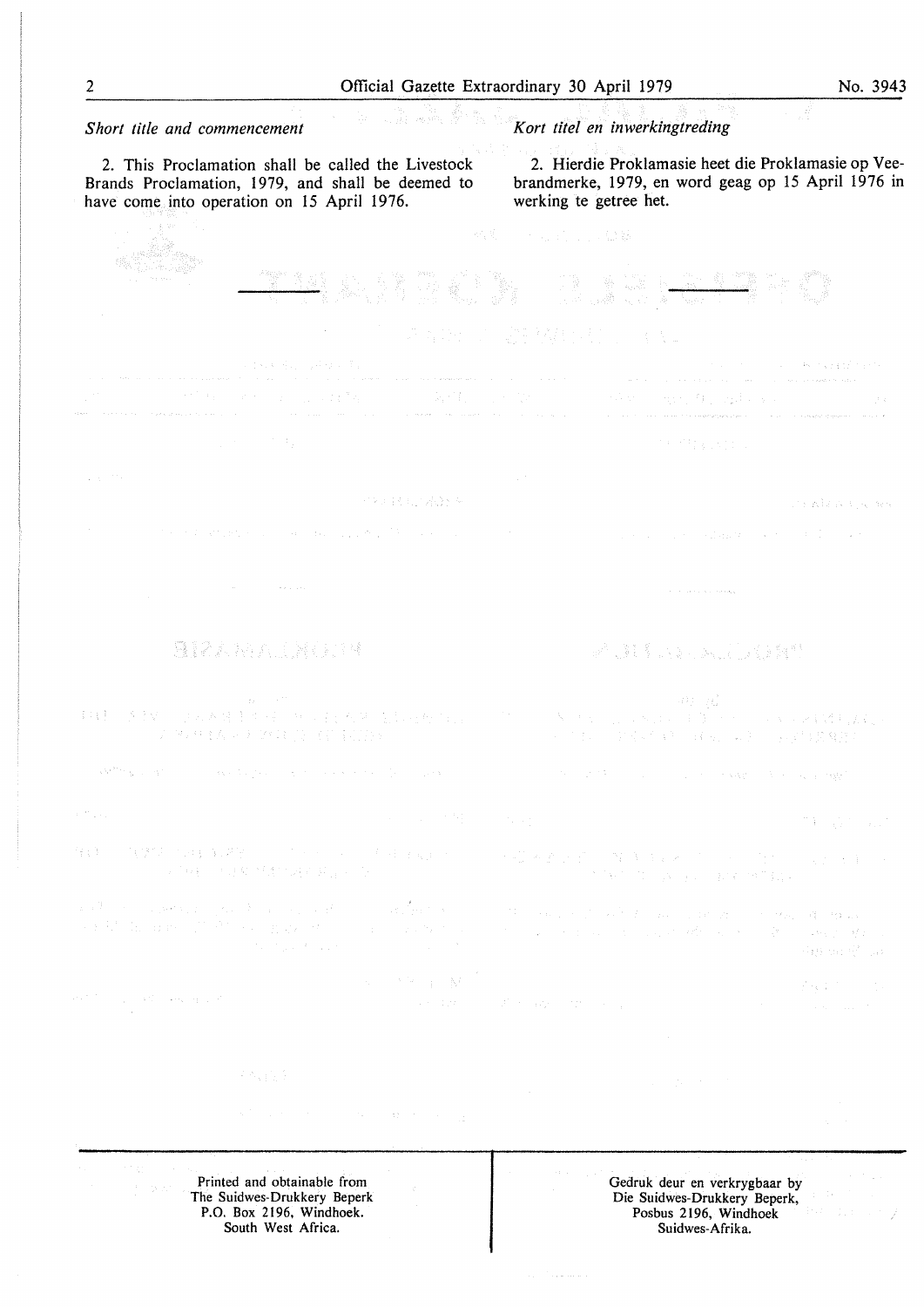*Short title and commencement*

2. This Proclamation shall be called the Livestock Brands Proclamation, 1979, and shall be deemed to have come into operation on 15 April 1976.

*Kort titel en inwerkingtreding*

2. Hierdie Proklamasie heet die Proklamasie op Veebrandmerke, 1979, en word geag op 15 April 1976 in werking te getree het.

---

Printed and obtainable from
The Suidwes-Drukkery Beperk
P.O. Box 2196, Windhoek.
South West Africa.

Gedruk deur en verkrygbaar by
Die Suidwes-Drukkery Beperk,
Posbus 2196, Windhoek
Suidwes-Afrika.